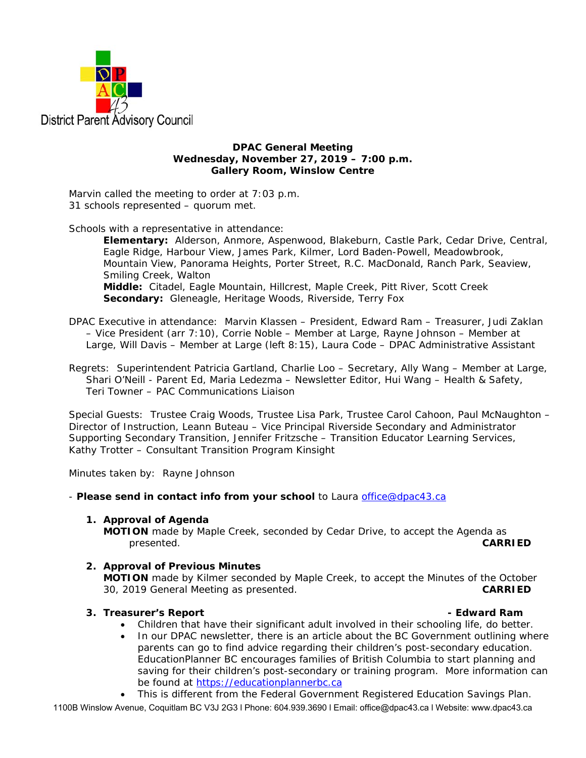District Parent Advisory Council

**DPAC General Meeting**
**Wednesday, November 27, 2019 – 7:00 p.m.**
**Gallery Room, Winslow Centre**

Marvin called the meeting to order at 7:03 p.m.
31 schools represented – quorum met.

Schools with a representative in attendance:

**Elementary:** Alderson, Anmore, Aspenwood, Blakeburn, Castle Park, Cedar Drive, Central, Eagle Ridge, Harbour View, James Park, Kilmer, Lord Baden-Powell, Meadowbrook, Mountain View, Panorama Heights, Porter Street, R.C. MacDonald, Ranch Park, Seaview, Smiling Creek, Walton
**Middle:** Citadel, Eagle Mountain, Hillcrest, Maple Creek, Pitt River, Scott Creek
**Secondary:** Gleneagle, Heritage Woods, Riverside, Terry Fox

DPAC Executive in attendance: Marvin Klassen – President, Edward Ram – Treasurer, Judi Zaklan – Vice President (arr 7:10), Corrie Noble – Member at Large, Rayne Johnson – Member at Large, Will Davis – Member at Large (left 8:15), Laura Code – DPAC Administrative Assistant

Regrets: Superintendent Patricia Gartland, Charlie Loo – Secretary, Ally Wang – Member at Large, Shari O'Neill - Parent Ed, Maria Ledezma – Newsletter Editor, Hui Wang – Health & Safety, Teri Towner – PAC Communications Liaison

Special Guests: Trustee Craig Woods, Trustee Lisa Park, Trustee Carol Cahoon, Paul McNaughton – Director of Instruction, Leann Buteau – Vice Principal Riverside Secondary and Administrator Supporting Secondary Transition, Jennifer Fritzsche – Transition Educator Learning Services, Kathy Trotter – Consultant Transition Program Kinsight

Minutes taken by: Rayne Johnson

- **Please send in contact info from your school** to Laura office@dpac43.ca

1. **Approval of Agenda**
   **MOTION** made by Maple Creek, seconded by Cedar Drive, to accept the Agenda as presented. **CARRIED**

2. **Approval of Previous Minutes**
   **MOTION** made by Kilmer seconded by Maple Creek, to accept the Minutes of the October 30, 2019 General Meeting as presented. **CARRIED**

3. **Treasurer's Report - Edward Ram**
   - Children that have their significant adult involved in their schooling life, do better.
   - In our DPAC newsletter, there is an article about the BC Government outlining where parents can go to find advice regarding their children's post-secondary education. EducationPlanner BC encourages families of British Columbia to start planning and saving for their children's post-secondary or training program. More information can be found at https://educationplannerbc.ca
   - This is different from the Federal Government Registered Education Savings Plan.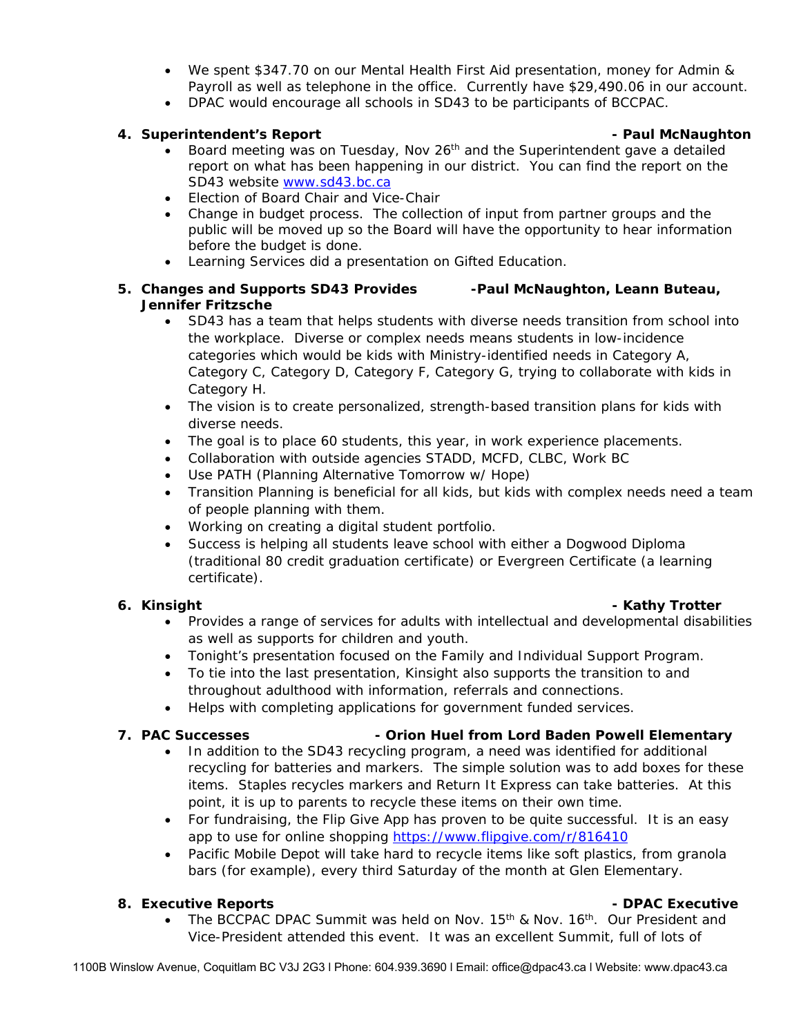- We spent $347.70 on our Mental Health First Aid presentation, money for Admin & Payroll as well as telephone in the office. Currently have $29,490.06 in our account.
- DPAC would encourage all schools in SD43 to be participants of BCCPAC.

4. **Superintendent's Report - Paul McNaughton**
   - Board meeting was on Tuesday, Nov 26th and the Superintendent gave a detailed report on what has been happening in our district. You can find the report on the SD43 website [www.sd43.bc.ca](www.sd43.bc.ca)
   - Election of Board Chair and Vice-Chair
   - Change in budget process. The collection of input from partner groups and the public will be moved up so the Board will have the opportunity to hear information before the budget is done.
   - Learning Services did a presentation on Gifted Education.

5. **Changes and Supports SD43 Provides -Paul McNaughton, Leann Buteau, Jennifer Fritzsche**
   - SD43 has a team that helps students with diverse needs transition from school into the workplace. Diverse or complex needs means students in low-incidence categories which would be kids with Ministry-identified needs in Category A, Category C, Category D, Category F, Category G, trying to collaborate with kids in Category H.
   - The vision is to create personalized, strength-based transition plans for kids with diverse needs.
   - The goal is to place 60 students, this year, in work experience placements.
   - Collaboration with outside agencies STADD, MCFD, CLBC, Work BC
   - Use PATH (Planning Alternative Tomorrow w/ Hope)
   - Transition Planning is beneficial for all kids, but kids with complex needs need a team of people planning with them.
   - Working on creating a digital student portfolio.
   - Success is helping all students leave school with either a Dogwood Diploma (traditional 80 credit graduation certificate) or Evergreen Certificate (a learning certificate).

6. **Kinsight - Kathy Trotter**
   - Provides a range of services for adults with intellectual and developmental disabilities as well as supports for children and youth.
   - Tonight's presentation focused on the Family and Individual Support Program.
   - To tie into the last presentation, Kinsight also supports the transition to and throughout adulthood with information, referrals and connections.
   - Helps with completing applications for government funded services.

7. **PAC Successes - Orion Huel from Lord Baden Powell Elementary**
   - In addition to the SD43 recycling program, a need was identified for additional recycling for batteries and markers. The simple solution was to add boxes for these items. Staples recycles markers and Return It Express can take batteries. At this point, it is up to parents to recycle these items on their own time.
   - For fundraising, the Flip Give App has proven to be quite successful. It is an easy app to use for online shopping [https://www.flipgive.com/r/816410](https://www.flipgive.com/r/816410)
   - Pacific Mobile Depot will take hard to recycle items like soft plastics, from granola bars (for example), every third Saturday of the month at Glen Elementary.

8. **Executive Reports - DPAC Executive**
   - The BCCPAC DPAC Summit was held on Nov. 15th & Nov. 16th. Our President and Vice-President attended this event. It was an excellent Summit, full of lots of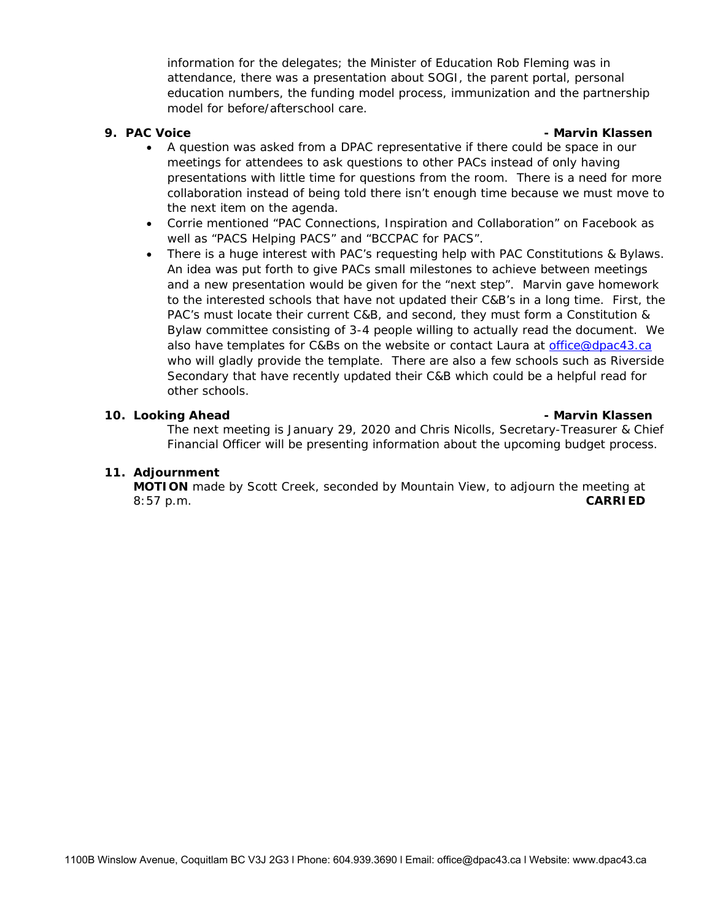information for the delegates; the Minister of Education Rob Fleming was in attendance, there was a presentation about SOGI, the parent portal, personal education numbers, the funding model process, immunization and the partnership model for before/afterschool care.

**9. PAC Voice - Marvin Klassen**

- A question was asked from a DPAC representative if there could be space in our meetings for attendees to ask questions to other PACs instead of only having presentations with little time for questions from the room. There is a need for more collaboration instead of being told there isn't enough time because we must move to the next item on the agenda.
- Corrie mentioned "PAC Connections, Inspiration and Collaboration" on Facebook as well as "PACS Helping PACS" and "BCCPAC for PACS".
- There is a huge interest with PAC's requesting help with PAC Constitutions & Bylaws. An idea was put forth to give PACs small milestones to achieve between meetings and a new presentation would be given for the "next step". Marvin gave homework to the interested schools that have not updated their C&B's in a long time. First, the PAC's must locate their current C&B, and second, they must form a Constitution & Bylaw committee consisting of 3-4 people willing to actually read the document. We also have templates for C&Bs on the website or contact Laura at office@dpac43.ca who will gladly provide the template. There are also a few schools such as Riverside Secondary that have recently updated their C&B which could be a helpful read for other schools.

**10. Looking Ahead - Marvin Klassen**

The next meeting is January 29, 2020 and Chris Nicolls, Secretary-Treasurer & Chief Financial Officer will be presenting information about the upcoming budget process.

**11. Adjournment**

**MOTION** made by Scott Creek, seconded by Mountain View, to adjourn the meeting at 8:57 p.m. **CARRIED**